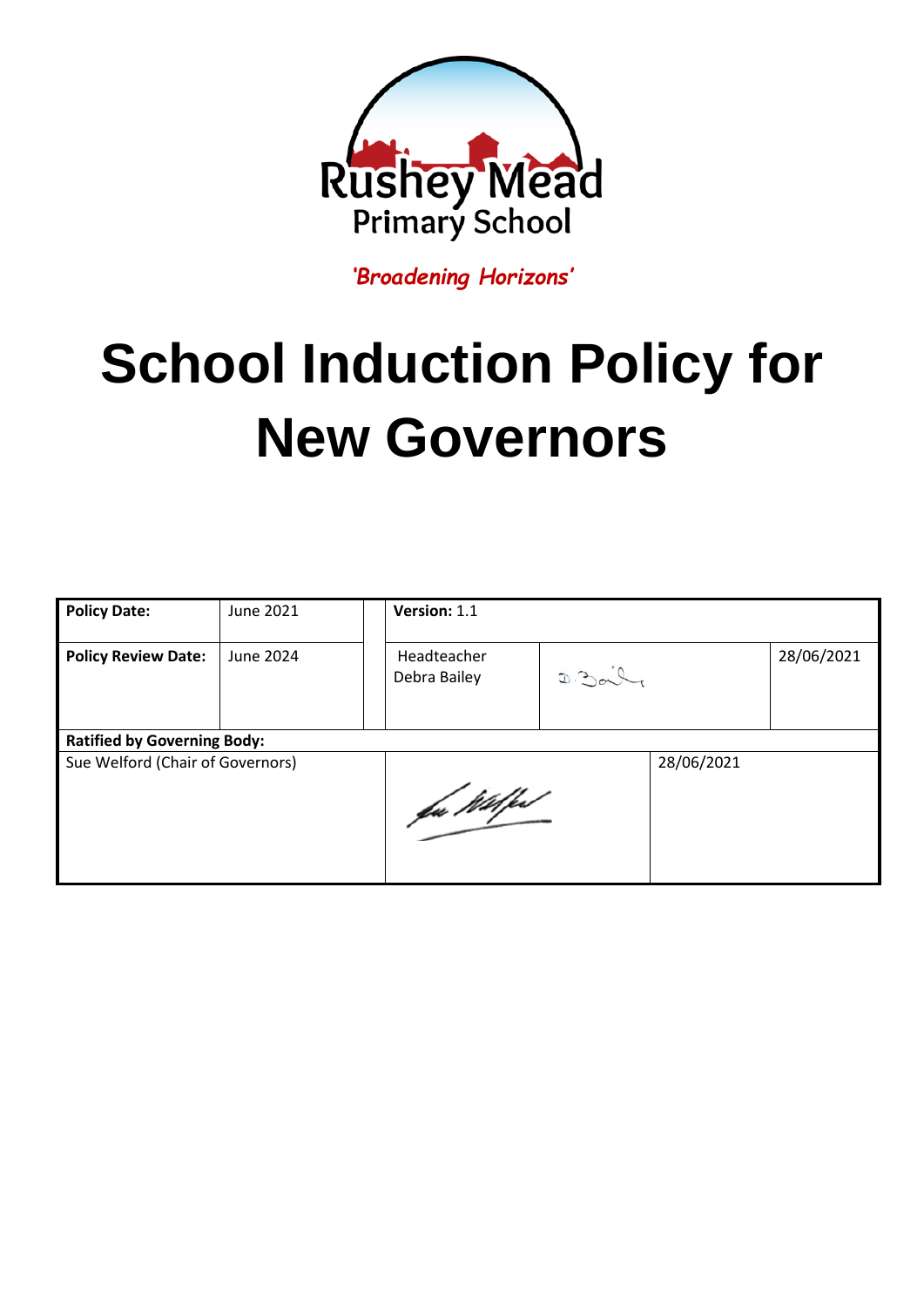Rushey Mead
Primary School

*'Broadening Horizons'*

# School Induction Policy for New Governors

| **Policy Date:** | June 2021 | | **Version:** 1.1 | | |
|---|---|---|---|---|---|
| **Policy Review Date:** | June 2024 | | Headteacher Debra Bailey | D. Bailey | 28/06/2021 |
| **Ratified by Governing Body:** | | | | | |
| Sue Welford (Chair of Governors) | | | Sue Welford | 28/06/2021 | |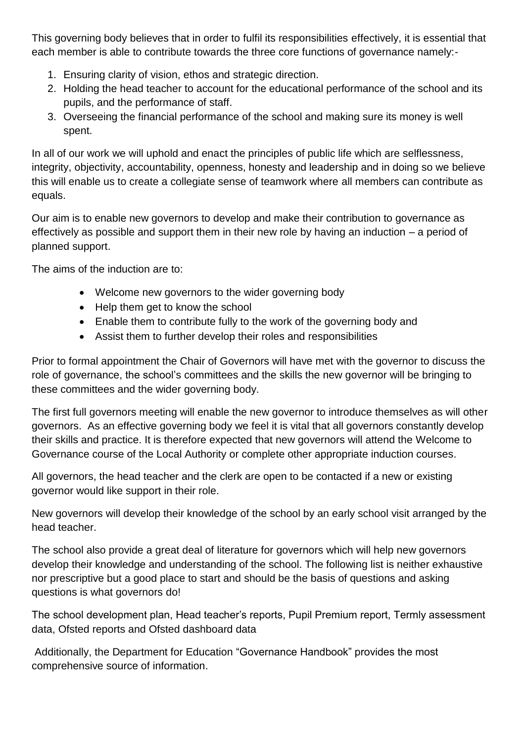This governing body believes that in order to fulfil its responsibilities effectively, it is essential that each member is able to contribute towards the three core functions of governance namely:-

1. Ensuring clarity of vision, ethos and strategic direction.
2. Holding the head teacher to account for the educational performance of the school and its pupils, and the performance of staff.
3. Overseeing the financial performance of the school and making sure its money is well spent.

In all of our work we will uphold and enact the principles of public life which are selflessness, integrity, objectivity, accountability, openness, honesty and leadership and in doing so we believe this will enable us to create a collegiate sense of teamwork where all members can contribute as equals.

Our aim is to enable new governors to develop and make their contribution to governance as effectively as possible and support them in their new role by having an induction – a period of planned support.

The aims of the induction are to:

- Welcome new governors to the wider governing body
- Help them get to know the school
- Enable them to contribute fully to the work of the governing body and
- Assist them to further develop their roles and responsibilities

Prior to formal appointment the Chair of Governors will have met with the governor to discuss the role of governance, the school's committees and the skills the new governor will be bringing to these committees and the wider governing body.

The first full governors meeting will enable the new governor to introduce themselves as will other governors. As an effective governing body we feel it is vital that all governors constantly develop their skills and practice. It is therefore expected that new governors will attend the Welcome to Governance course of the Local Authority or complete other appropriate induction courses.

All governors, the head teacher and the clerk are open to be contacted if a new or existing governor would like support in their role.

New governors will develop their knowledge of the school by an early school visit arranged by the head teacher.

The school also provide a great deal of literature for governors which will help new governors develop their knowledge and understanding of the school. The following list is neither exhaustive nor prescriptive but a good place to start and should be the basis of questions and asking questions is what governors do!

The school development plan, Head teacher's reports, Pupil Premium report, Termly assessment data, Ofsted reports and Ofsted dashboard data

Additionally, the Department for Education "Governance Handbook" provides the most comprehensive source of information.